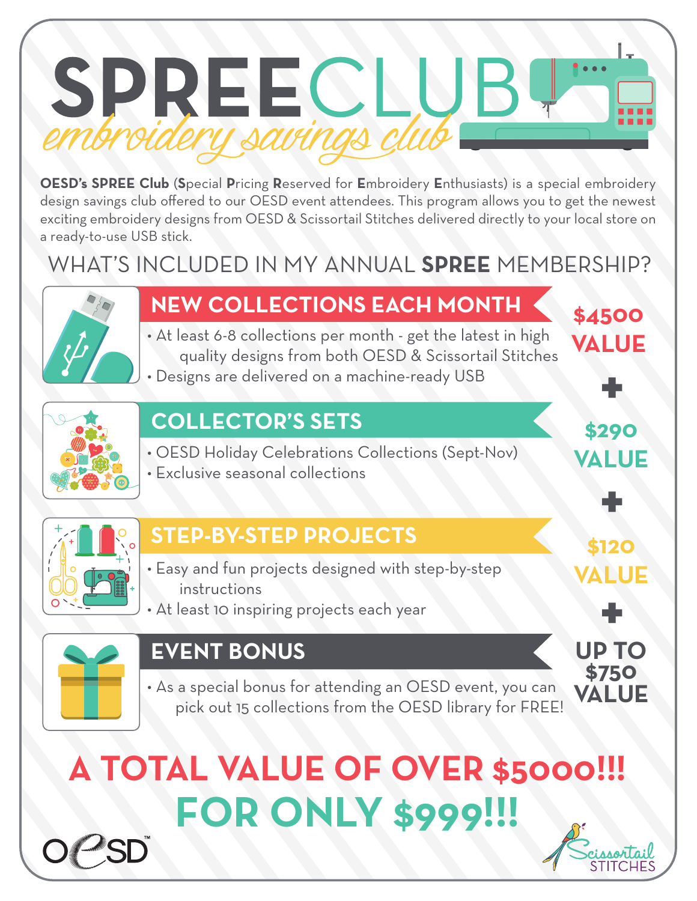# SPREE CLUB

*embroidery savings club*

**OESD's SPREE Club** (**S**pecial **P**ricing **R**eserved for **E**mbroidery **E**nthusiasts) is a special embroidery design savings club offered to our OESD event attendees. This program allows you to get the newest exciting embroidery designs from OESD & Scissortail Stitches delivered directly to your local store on a ready-to-use USB stick.

## WHAT'S INCLUDED IN MY ANNUAL **SPREE** MEMBERSHIP?

### NEW COLLECTIONS EACH MONTH

- At least 6-8 collections per month - get the latest in high quality designs from both OESD & Scissortail Stitches
- Designs are delivered on a machine-ready USB

**$4500 VALUE**

+

### COLLECTOR'S SETS

- OESD Holiday Celebrations Collections (Sept-Nov)
- Exclusive seasonal collections

**$290 VALUE**

+

### STEP-BY-STEP PROJECTS

- Easy and fun projects designed with step-by-step instructions
- At least 10 inspiring projects each year

**$120 VALUE**

+

### EVENT BONUS

- As a special bonus for attending an OESD event, you can pick out 15 collections from the OESD library for FREE!

**UP TO $750 VALUE**

## A TOTAL VALUE OF OVER $5000!!!

## FOR ONLY $999!!!

OESD

Scissortail STITCHES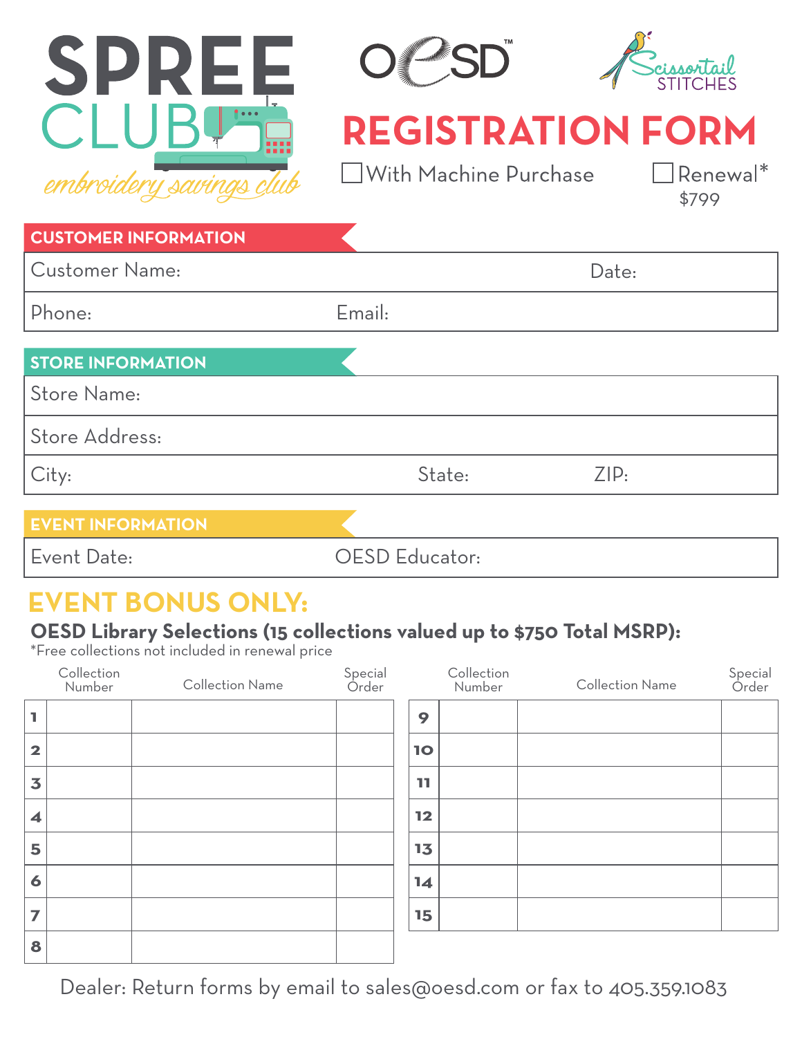# SPREE CLUB

*embroidery savings club*

OESD™

Scissortail STITCHES

# REGISTRATION FORM

☐ With Machine Purchase ☐ Renewal* $799

## CUSTOMER INFORMATION

| | |
|---|---|
| Customer Name: | Date: |
| Phone: | Email: |

## STORE INFORMATION

| | | |
|---|---|---|
| Store Name: | | |
| Store Address: | | |
| City: | State: | ZIP: |

## EVENT INFORMATION

| | |
|---|---|
| Event Date: | OESD Educator: |

## EVENT BONUS ONLY:

**OESD Library Selections (15 collections valued up to $750 Total MSRP):**

*Free collections not included in renewal price

| | Collection Number | Collection Name | Special Order |
|---|---|---|---|
| 1 | | | |
| 2 | | | |
| 3 | | | |
| 4 | | | |
| 5 | | | |
| 6 | | | |
| 7 | | | |
| 8 | | | |

| | Collection Number | Collection Name | Special Order |
|---|---|---|---|
| 9 | | | |
| 10 | | | |
| 11 | | | |
| 12 | | | |
| 13 | | | |
| 14 | | | |
| 15 | | | |

Dealer: Return forms by email to sales@oesd.com or fax to 405.359.1083